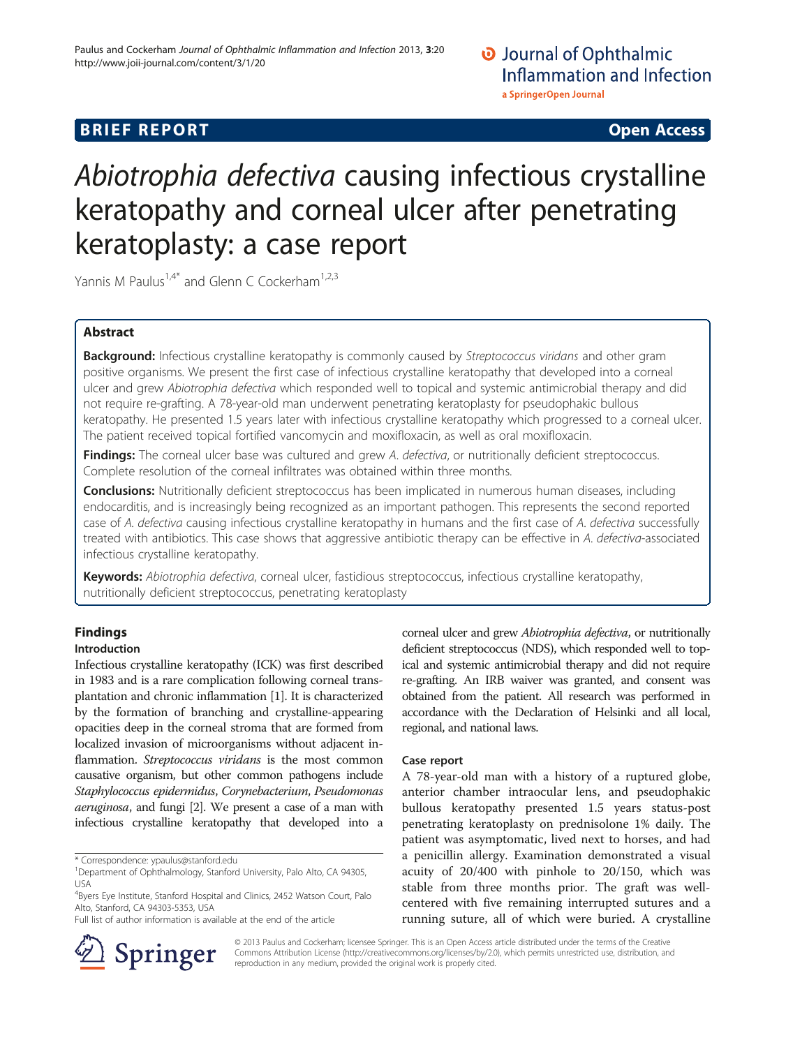BRIEF REPORT Open Access

# *Abiotrophia defectiva* causing infectious crystalline keratopathy and corneal ulcer after penetrating keratoplasty: a case report

Yannis M Paulus[1,4*] and Glenn C Cockerham[1,2,3]

## Abstract

**Background:** Infectious crystalline keratopathy is commonly caused by *Streptococcus viridans* and other gram positive organisms. We present the first case of infectious crystalline keratopathy that developed into a corneal ulcer and grew *Abiotrophia defectiva* which responded well to topical and systemic antimicrobial therapy and did not require re-grafting. A 78-year-old man underwent penetrating keratoplasty for pseudophakic bullous keratopathy. He presented 1.5 years later with infectious crystalline keratopathy which progressed to a corneal ulcer. The patient received topical fortified vancomycin and moxifloxacin, as well as oral moxifloxacin.

**Findings:** The corneal ulcer base was cultured and grew *A. defectiva*, or nutritionally deficient streptococcus. Complete resolution of the corneal infiltrates was obtained within three months.

**Conclusions:** Nutritionally deficient streptococcus has been implicated in numerous human diseases, including endocarditis, and is increasingly being recognized as an important pathogen. This represents the second reported case of *A. defectiva* causing infectious crystalline keratopathy in humans and the first case of *A. defectiva* successfully treated with antibiotics. This case shows that aggressive antibiotic therapy can be effective in *A. defectiva*-associated infectious crystalline keratopathy.

**Keywords:** *Abiotrophia defectiva*, corneal ulcer, fastidious streptococcus, infectious crystalline keratopathy, nutritionally deficient streptococcus, penetrating keratoplasty

## Findings

### Introduction

Infectious crystalline keratopathy (ICK) was first described in 1983 and is a rare complication following corneal transplantation and chronic inflammation [1]. It is characterized by the formation of branching and crystalline-appearing opacities deep in the corneal stroma that are formed from localized invasion of microorganisms without adjacent inflammation. *Streptococcus viridans* is the most common causative organism, but other common pathogens include *Staphylococcus epidermidus*, *Corynebacterium*, *Pseudomonas aeruginosa*, and fungi [2]. We present a case of a man with infectious crystalline keratopathy that developed into a corneal ulcer and grew *Abiotrophia defectiva*, or nutritionally deficient streptococcus (NDS), which responded well to topical and systemic antimicrobial therapy and did not require re-grafting. An IRB waiver was granted, and consent was obtained from the patient. All research was performed in accordance with the Declaration of Helsinki and all local, regional, and national laws.

### Case report

A 78-year-old man with a history of a ruptured globe, anterior chamber intraocular lens, and pseudophakic bullous keratopathy presented 1.5 years status-post penetrating keratoplasty on prednisolone 1% daily. The patient was asymptomatic, lived next to horses, and had a penicillin allergy. Examination demonstrated a visual acuity of 20/400 with pinhole to 20/150, which was stable from three months prior. The graft was well-centered with five remaining interrupted sutures and a running suture, all of which were buried. A crystalline

\* Correspondence: ypaulus@stanford.edu
[1]Department of Ophthalmology, Stanford University, Palo Alto, CA 94305, USA
[4]Byers Eye Institute, Stanford Hospital and Clinics, 2452 Watson Court, Palo Alto, Stanford, CA 94303-5353, USA
Full list of author information is available at the end of the article

© 2013 Paulus and Cockerham; licensee Springer. This is an Open Access article distributed under the terms of the Creative Commons Attribution License (http://creativecommons.org/licenses/by/2.0), which permits unrestricted use, distribution, and reproduction in any medium, provided the original work is properly cited.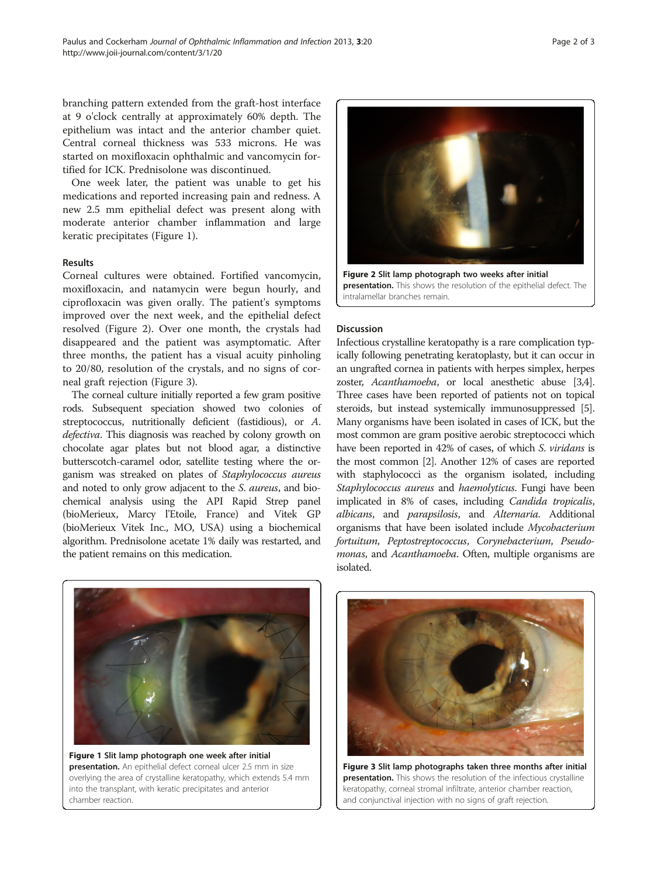branching pattern extended from the graft-host interface at 9 o'clock centrally at approximately 60% depth. The epithelium was intact and the anterior chamber quiet. Central corneal thickness was 533 microns. He was started on moxifloxacin ophthalmic and vancomycin fortified for ICK. Prednisolone was discontinued.

One week later, the patient was unable to get his medications and reported increasing pain and redness. A new 2.5 mm epithelial defect was present along with moderate anterior chamber inflammation and large keratic precipitates (Figure 1).

## Results

Corneal cultures were obtained. Fortified vancomycin, moxifloxacin, and natamycin were begun hourly, and ciprofloxacin was given orally. The patient's symptoms improved over the next week, and the epithelial defect resolved (Figure 2). Over one month, the crystals had disappeared and the patient was asymptomatic. After three months, the patient has a visual acuity pinholing to 20/80, resolution of the crystals, and no signs of corneal graft rejection (Figure 3).

The corneal culture initially reported a few gram positive rods. Subsequent speciation showed two colonies of streptococcus, nutritionally deficient (fastidious), or *A. defectiva*. This diagnosis was reached by colony growth on chocolate agar plates but not blood agar, a distinctive butterscotch-caramel odor, satellite testing where the organism was streaked on plates of *Staphylococcus aureus* and noted to only grow adjacent to the *S. aureus*, and biochemical analysis using the API Rapid Strep panel (bioMerieux, Marcy l'Etoile, France) and Vitek GP (bioMerieux Vitek Inc., MO, USA) using a biochemical algorithm. Prednisolone acetate 1% daily was restarted, and the patient remains on this medication.

**Figure 1 Slit lamp photograph one week after initial presentation.** An epithelial defect corneal ulcer 2.5 mm in size overlying the area of crystalline keratopathy, which extends 5.4 mm into the transplant, with keratic precipitates and anterior chamber reaction.

**Figure 2 Slit lamp photograph two weeks after initial presentation.** This shows the resolution of the epithelial defect. The intralamellar branches remain.

## Discussion

Infectious crystalline keratopathy is a rare complication typically following penetrating keratoplasty, but it can occur in an ungrafted cornea in patients with herpes simplex, herpes zoster, *Acanthamoeba*, or local anesthetic abuse [3,4]. Three cases have been reported of patients not on topical steroids, but instead systemically immunosuppressed [5]. Many organisms have been isolated in cases of ICK, but the most common are gram positive aerobic streptococci which have been reported in 42% of cases, of which *S. viridans* is the most common [2]. Another 12% of cases are reported with staphylococci as the organism isolated, including *Staphylococcus aureus* and *haemolyticus*. Fungi have been implicated in 8% of cases, including *Candida tropicalis*, *albicans*, and *parapsilosis*, and *Alternaria*. Additional organisms that have been isolated include *Mycobacterium fortuitum*, *Peptostreptococcus*, *Corynebacterium*, *Pseudomonas*, and *Acanthamoeba*. Often, multiple organisms are isolated.

**Figure 3 Slit lamp photographs taken three months after initial presentation.** This shows the resolution of the infectious crystalline keratopathy, corneal stromal infiltrate, anterior chamber reaction, and conjunctival injection with no signs of graft rejection.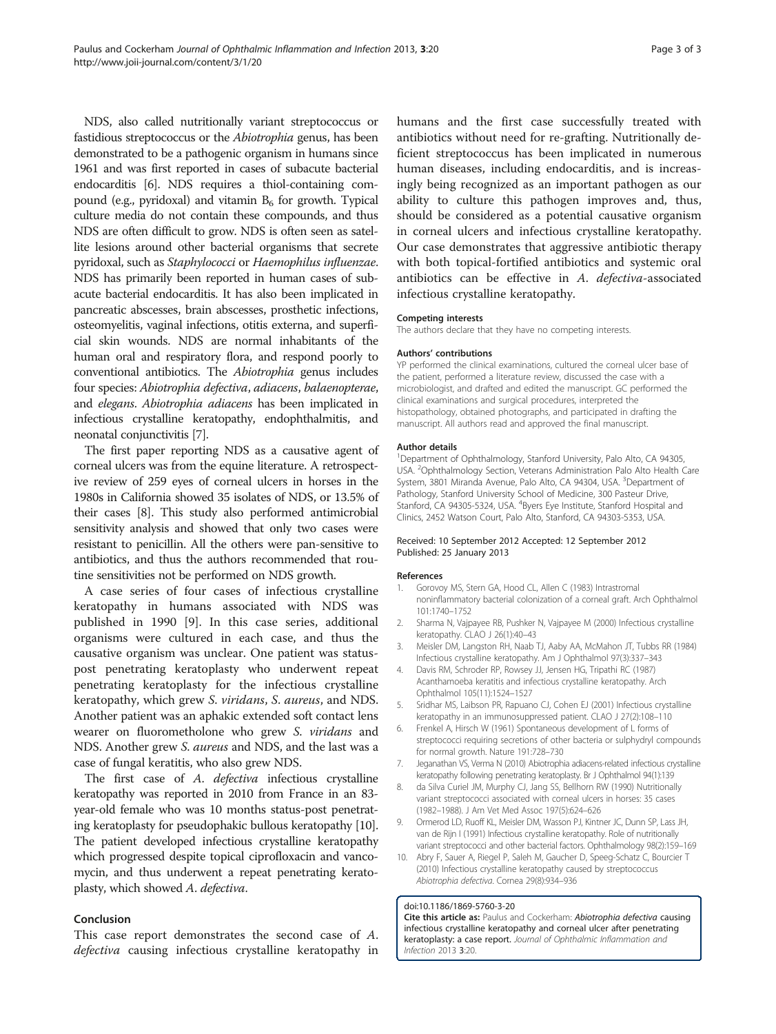NDS, also called nutritionally variant streptococcus or fastidious streptococcus or the *Abiotrophia* genus, has been demonstrated to be a pathogenic organism in humans since 1961 and was first reported in cases of subacute bacterial endocarditis [6]. NDS requires a thiol-containing compound (e.g., pyridoxal) and vitamin $B_6$ for growth. Typical culture media do not contain these compounds, and thus NDS are often difficult to grow. NDS is often seen as satellite lesions around other bacterial organisms that secrete pyridoxal, such as *Staphylococci* or *Haemophilus influenzae*. NDS has primarily been reported in human cases of subacute bacterial endocarditis. It has also been implicated in pancreatic abscesses, brain abscesses, prosthetic infections, osteomyelitis, vaginal infections, otitis externa, and superficial skin wounds. NDS are normal inhabitants of the human oral and respiratory flora, and respond poorly to conventional antibiotics. The *Abiotrophia* genus includes four species: *Abiotrophia defectiva*, *adiacens*, *balaenopterae*, and *elegans*. *Abiotrophia adiacens* has been implicated in infectious crystalline keratopathy, endophthalmitis, and neonatal conjunctivitis [7].

The first paper reporting NDS as a causative agent of corneal ulcers was from the equine literature. A retrospective review of 259 eyes of corneal ulcers in horses in the 1980s in California showed 35 isolates of NDS, or 13.5% of their cases [8]. This study also performed antimicrobial sensitivity analysis and showed that only two cases were resistant to penicillin. All the others were pan-sensitive to antibiotics, and thus the authors recommended that routine sensitivities not be performed on NDS growth.

A case series of four cases of infectious crystalline keratopathy in humans associated with NDS was published in 1990 [9]. In this case series, additional organisms were cultured in each case, and thus the causative organism was unclear. One patient was status-post penetrating keratoplasty who underwent repeat penetrating keratoplasty for the infectious crystalline keratopathy, which grew *S. viridans*, *S. aureus*, and NDS. Another patient was an aphakic extended soft contact lens wearer on fluorometholone who grew *S. viridans* and NDS. Another grew *S. aureus* and NDS, and the last was a case of fungal keratitis, who also grew NDS.

The first case of *A. defectiva* infectious crystalline keratopathy was reported in 2010 from France in an 83-year-old female who was 10 months status-post penetrating keratoplasty for pseudophakic bullous keratopathy [10]. The patient developed infectious crystalline keratopathy which progressed despite topical ciprofloxacin and vancomycin, and thus underwent a repeat penetrating keratoplasty, which showed *A. defectiva*.

## Conclusion

This case report demonstrates the second case of *A. defectiva* causing infectious crystalline keratopathy in humans and the first case successfully treated with antibiotics without need for re-grafting. Nutritionally deficient streptococcus has been implicated in numerous human diseases, including endocarditis, and is increasingly being recognized as an important pathogen as our ability to culture this pathogen improves and, thus, should be considered as a potential causative organism in corneal ulcers and infectious crystalline keratopathy. Our case demonstrates that aggressive antibiotic therapy with both topical-fortified antibiotics and systemic oral antibiotics can be effective in *A. defectiva*-associated infectious crystalline keratopathy.

#### Competing interests

The authors declare that they have no competing interests.

#### Authors' contributions

YP performed the clinical examinations, cultured the corneal ulcer base of the patient, performed a literature review, discussed the case with a microbiologist, and drafted and edited the manuscript. GC performed the clinical examinations and surgical procedures, interpreted the histopathology, obtained photographs, and participated in drafting the manuscript. All authors read and approved the final manuscript.

#### Author details

[1]Department of Ophthalmology, Stanford University, Palo Alto, CA 94305, USA. [2]Ophthalmology Section, Veterans Administration Palo Alto Health Care System, 3801 Miranda Avenue, Palo Alto, CA 94304, USA. [3]Department of Pathology, Stanford University School of Medicine, 300 Pasteur Drive, Stanford, CA 94305-5324, USA. [4]Byers Eye Institute, Stanford Hospital and Clinics, 2452 Watson Court, Palo Alto, Stanford, CA 94303-5353, USA.

Received: 10 September 2012 Accepted: 12 September 2012
Published: 25 January 2013

#### References

1. Gorovoy MS, Stern GA, Hood CL, Allen C (1983) Intrastromal noninflammatory bacterial colonization of a corneal graft. Arch Ophthalmol 101:1740–1752
2. Sharma N, Vajpayee RB, Pushker N, Vajpayee M (2000) Infectious crystalline keratopathy. CLAO J 26(1):40–43
3. Meisler DM, Langston RH, Naab TJ, Aaby AA, McMahon JT, Tubbs RR (1984) Infectious crystalline keratopathy. Am J Ophthalmol 97(3):337–343
4. Davis RM, Schroder RP, Rowsey JJ, Jensen HG, Tripathi RC (1987) Acanthamoeba keratitis and infectious crystalline keratopathy. Arch Ophthalmol 105(11):1524–1527
5. Sridhar MS, Laibson PR, Rapuano CJ, Cohen EJ (2001) Infectious crystalline keratopathy in an immunosuppressed patient. CLAO J 27(2):108–110
6. Frenkel A, Hirsch W (1961) Spontaneous development of L forms of streptococci requiring secretions of other bacteria or sulphydryl compounds for normal growth. Nature 191:728–730
7. Jeganathan VS, Verma N (2010) Abiotrophia adiacens-related infectious crystalline keratopathy following penetrating keratoplasty. Br J Ophthalmol 94(1):139
8. da Silva Curiel JM, Murphy CJ, Jang SS, Bellhorn RW (1990) Nutritionally variant streptococci associated with corneal ulcers in horses: 35 cases (1982–1988). J Am Vet Med Assoc 197(5):624–626
9. Ormerod LD, Ruoff KL, Meisler DM, Wasson PJ, Kintner JC, Dunn SP, Lass JH, van de Rijn I (1991) Infectious crystalline keratopathy. Role of nutritionally variant streptococci and other bacterial factors. Ophthalmology 98(2):159–169
10. Abry F, Sauer A, Riegel P, Saleh M, Gaucher D, Speeg-Schatz C, Bourcier T (2010) Infectious crystalline keratopathy caused by streptococcus *Abiotrophia defectiva*. Cornea 29(8):934–936

doi:10.1186/1869-5760-3-20
**Cite this article as:** Paulus and Cockerham: *Abiotrophia defectiva* causing infectious crystalline keratopathy and corneal ulcer after penetrating keratoplasty: a case report. *Journal of Ophthalmic Inflammation and Infection* 2013 **3**:20.